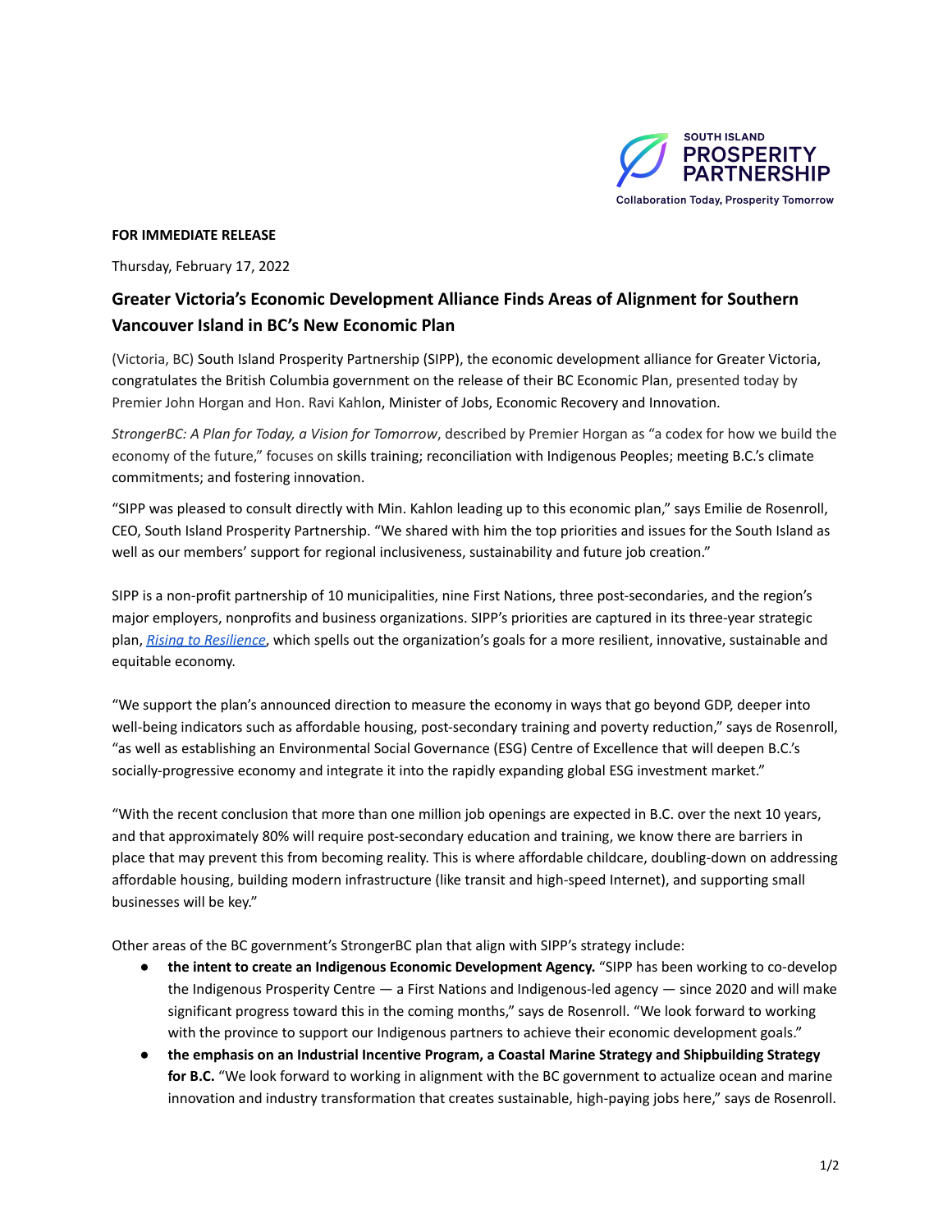SOUTH ISLAND PROSPERITY PARTNERSHIP

Collaboration Today, Prosperity Tomorrow

**FOR IMMEDIATE RELEASE**

Thursday, February 17, 2022

## Greater Victoria's Economic Development Alliance Finds Areas of Alignment for Southern Vancouver Island in BC's New Economic Plan

(Victoria, BC) South Island Prosperity Partnership (SIPP), the economic development alliance for Greater Victoria, congratulates the British Columbia government on the release of their BC Economic Plan, presented today by Premier John Horgan and Hon. Ravi Kahlon, Minister of Jobs, Economic Recovery and Innovation.

*StrongerBC: A Plan for Today, a Vision for Tomorrow*, described by Premier Horgan as "a codex for how we build the economy of the future," focuses on skills training; reconciliation with Indigenous Peoples; meeting B.C.'s climate commitments; and fostering innovation.

"SIPP was pleased to consult directly with Min. Kahlon leading up to this economic plan," says Emilie de Rosenroll, CEO, South Island Prosperity Partnership. "We shared with him the top priorities and issues for the South Island as well as our members' support for regional inclusiveness, sustainability and future job creation."

SIPP is a non-profit partnership of 10 municipalities, nine First Nations, three post-secondaries, and the region's major employers, nonprofits and business organizations. SIPP's priorities are captured in its three-year strategic plan, *Rising to Resilience*, which spells out the organization's goals for a more resilient, innovative, sustainable and equitable economy.

"We support the plan's announced direction to measure the economy in ways that go beyond GDP, deeper into well-being indicators such as affordable housing, post-secondary training and poverty reduction," says de Rosenroll, "as well as establishing an Environmental Social Governance (ESG) Centre of Excellence that will deepen B.C.'s socially-progressive economy and integrate it into the rapidly expanding global ESG investment market."

"With the recent conclusion that more than one million job openings are expected in B.C. over the next 10 years, and that approximately 80% will require post-secondary education and training, we know there are barriers in place that may prevent this from becoming reality. This is where affordable childcare, doubling-down on addressing affordable housing, building modern infrastructure (like transit and high-speed Internet), and supporting small businesses will be key."

Other areas of the BC government's StrongerBC plan that align with SIPP's strategy include:

- **the intent to create an Indigenous Economic Development Agency.** "SIPP has been working to co-develop the Indigenous Prosperity Centre — a First Nations and Indigenous-led agency — since 2020 and will make significant progress toward this in the coming months," says de Rosenroll. "We look forward to working with the province to support our Indigenous partners to achieve their economic development goals."
- **the emphasis on an Industrial Incentive Program, a Coastal Marine Strategy and Shipbuilding Strategy for B.C.** "We look forward to working in alignment with the BC government to actualize ocean and marine innovation and industry transformation that creates sustainable, high-paying jobs here," says de Rosenroll.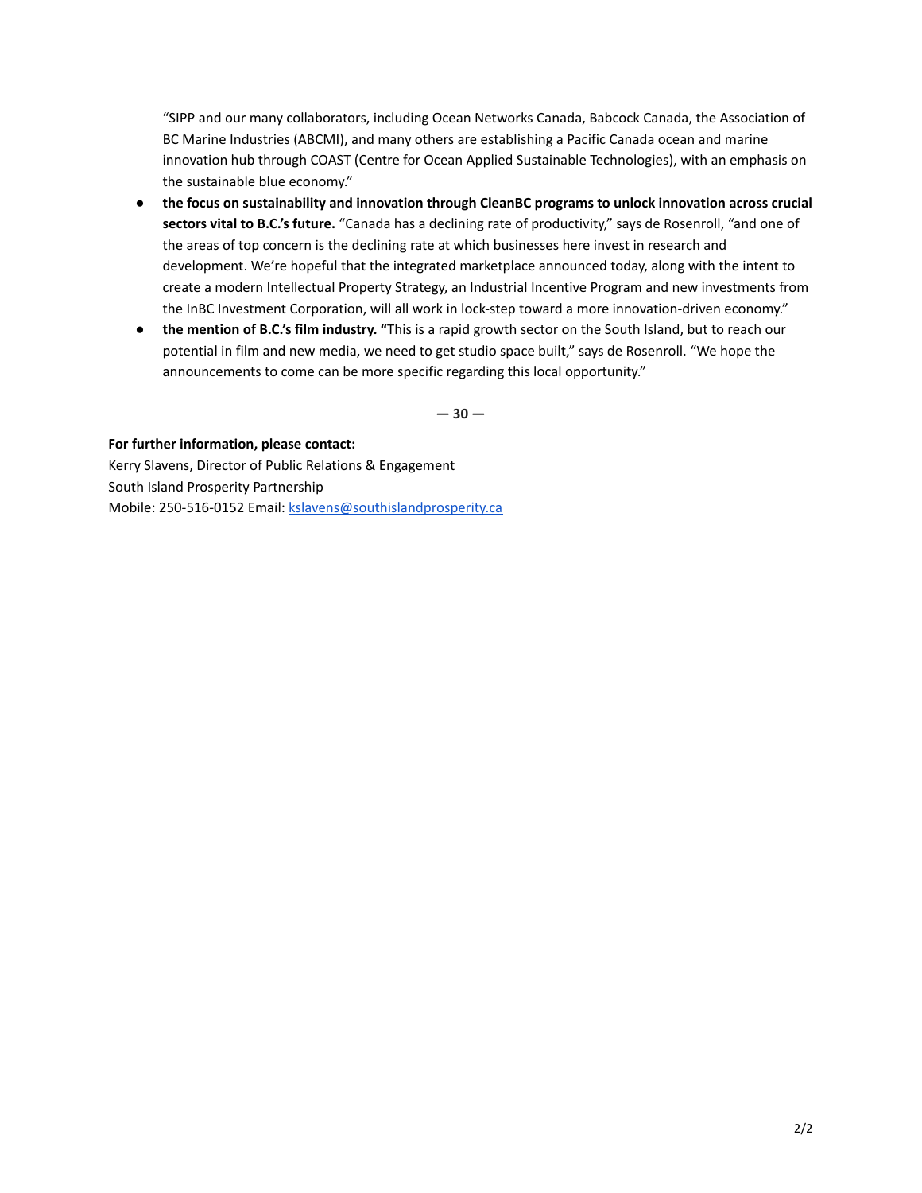"SIPP and our many collaborators, including Ocean Networks Canada, Babcock Canada, the Association of BC Marine Industries (ABCMI), and many others are establishing a Pacific Canada ocean and marine innovation hub through COAST (Centre for Ocean Applied Sustainable Technologies), with an emphasis on the sustainable blue economy."

- **the focus on sustainability and innovation through CleanBC programs to unlock innovation across crucial sectors vital to B.C.'s future.** "Canada has a declining rate of productivity," says de Rosenroll, "and one of the areas of top concern is the declining rate at which businesses here invest in research and development. We're hopeful that the integrated marketplace announced today, along with the intent to create a modern Intellectual Property Strategy, an Industrial Incentive Program and new investments from the InBC Investment Corporation, will all work in lock-step toward a more innovation-driven economy."
- **the mention of B.C.'s film industry. "**This is a rapid growth sector on the South Island, but to reach our potential in film and new media, we need to get studio space built," says de Rosenroll. "We hope the announcements to come can be more specific regarding this local opportunity."

**— 30 —**

**For further information, please contact:**
Kerry Slavens, Director of Public Relations & Engagement
South Island Prosperity Partnership
Mobile: 250-516-0152 Email: kslavens@southislandprosperity.ca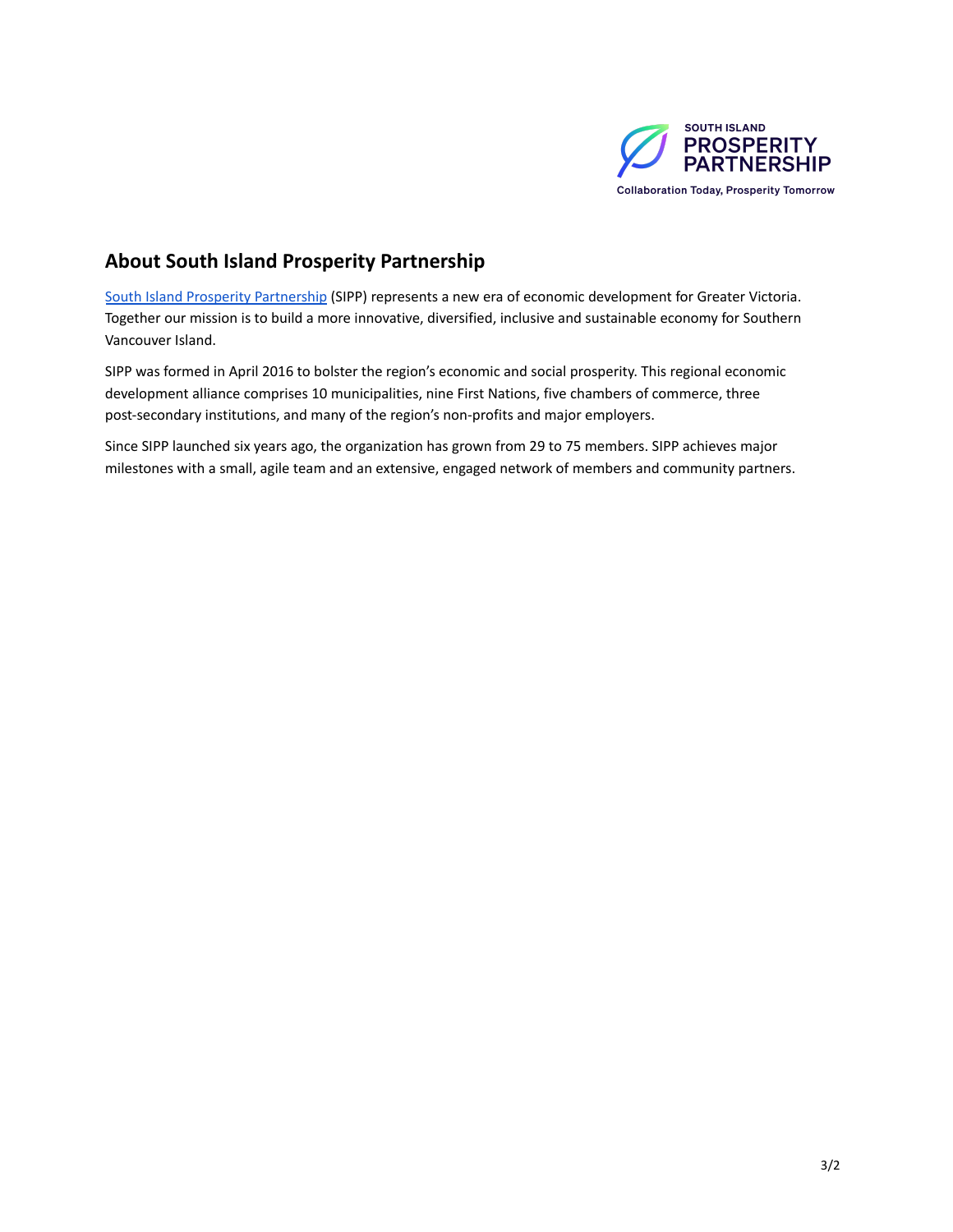SOUTH ISLAND
PROSPERITY
PARTNERSHIP
Collaboration Today, Prosperity Tomorrow

## About South Island Prosperity Partnership

South Island Prosperity Partnership (SIPP) represents a new era of economic development for Greater Victoria. Together our mission is to build a more innovative, diversified, inclusive and sustainable economy for Southern Vancouver Island.

SIPP was formed in April 2016 to bolster the region's economic and social prosperity. This regional economic development alliance comprises 10 municipalities, nine First Nations, five chambers of commerce, three post-secondary institutions, and many of the region's non-profits and major employers.

Since SIPP launched six years ago, the organization has grown from 29 to 75 members. SIPP achieves major milestones with a small, agile team and an extensive, engaged network of members and community partners.